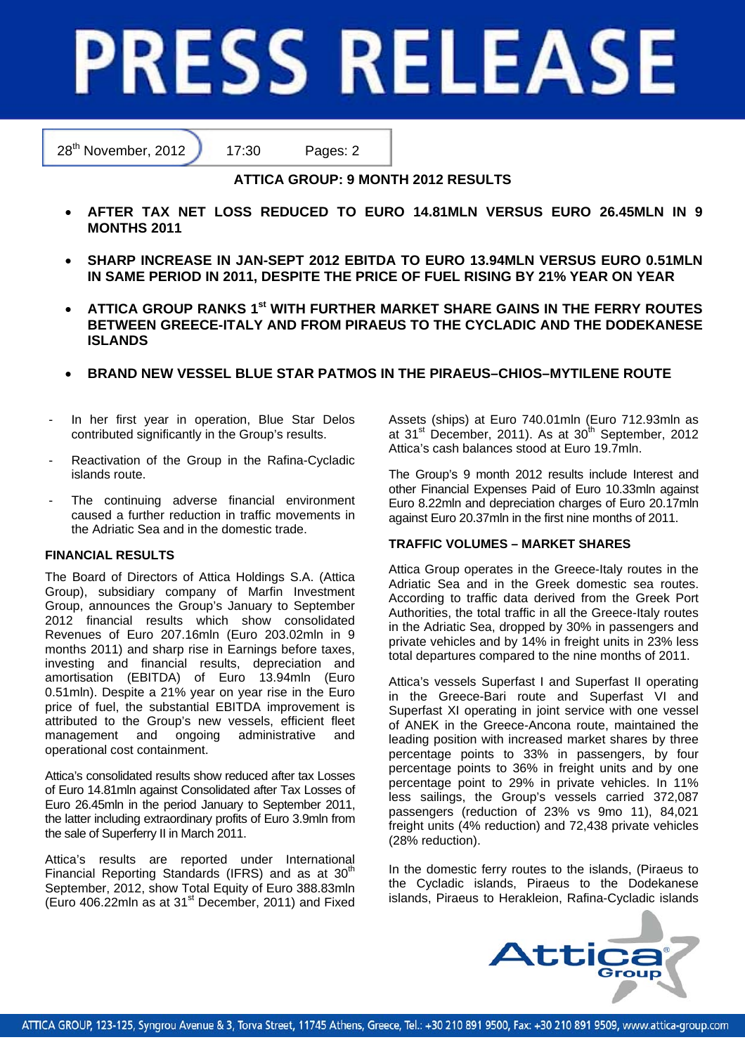# PRESS RELEASE

28th November, 2012 | 17:30 | Pages: 2

## ATTICA GROUP: 9 MONTH 2012 RESULTS

- **AFTER TAX NET LOSS REDUCED TO EURO 14.81MLN VERSUS EURO 26.45MLN IN 9 MONTHS 2011**
- **SHARP INCREASE IN JAN-SEPT 2012 EBITDA TO EURO 13.94MLN VERSUS EURO 0.51MLN IN SAME PERIOD IN 2011, DESPITE THE PRICE OF FUEL RISING BY 21% YEAR ON YEAR**
- **ATTICA GROUP RANKS 1st WITH FURTHER MARKET SHARE GAINS IN THE FERRY ROUTES BETWEEN GREECE-ITALY AND FROM PIRAEUS TO THE CYCLADIC AND THE DODEKANESE ISLANDS**
- **BRAND NEW VESSEL BLUE STAR PATMOS IN THE PIRAEUS–CHIOS–MYTILENE ROUTE**

- In her first year in operation, Blue Star Delos contributed significantly in the Group's results.
- Reactivation of the Group in the Rafina-Cycladic islands route.
- The continuing adverse financial environment caused a further reduction in traffic movements in the Adriatic Sea and in the domestic trade.

### FINANCIAL RESULTS

The Board of Directors of Attica Holdings S.A. (Attica Group), subsidiary company of Marfin Investment Group, announces the Group's January to September 2012 financial results which show consolidated Revenues of Euro 207.16mln (Euro 203.02mln in 9 months 2011) and sharp rise in Earnings before taxes, investing and financial results, depreciation and amortisation (EBITDA) of Euro 13.94mln (Euro 0.51mln). Despite a 21% year on year rise in the Euro price of fuel, the substantial EBITDA improvement is attributed to the Group's new vessels, efficient fleet management and ongoing administrative and operational cost containment.

Attica's consolidated results show reduced after tax Losses of Euro 14.81mln against Consolidated after Tax Losses of Euro 26.45mln in the period January to September 2011, the latter including extraordinary profits of Euro 3.9mln from the sale of Superferry II in March 2011.

Attica's results are reported under International Financial Reporting Standards (IFRS) and as at 30th September, 2012, show Total Equity of Euro 388.83mln (Euro 406.22mln as at 31st December, 2011) and Fixed Assets (ships) at Euro 740.01mln (Euro 712.93mln as at 31st December, 2011). As at 30th September, 2012 Attica's cash balances stood at Euro 19.7mln.

The Group's 9 month 2012 results include Interest and other Financial Expenses Paid of Euro 10.33mln against Euro 8.22mln and depreciation charges of Euro 20.17mln against Euro 20.37mln in the first nine months of 2011.

### TRAFFIC VOLUMES – MARKET SHARES

Attica Group operates in the Greece-Italy routes in the Adriatic Sea and in the Greek domestic sea routes. According to traffic data derived from the Greek Port Authorities, the total traffic in all the Greece-Italy routes in the Adriatic Sea, dropped by 30% in passengers and private vehicles and by 14% in freight units in 23% less total departures compared to the nine months of 2011.

Attica's vessels Superfast I and Superfast II operating in the Greece-Bari route and Superfast VI and Superfast XI operating in joint service with one vessel of ANEK in the Greece-Ancona route, maintained the leading position with increased market shares by three percentage points to 33% in passengers, by four percentage points to 36% in freight units and by one percentage point to 29% in private vehicles. In 11% less sailings, the Group's vessels carried 372,087 passengers (reduction of 23% vs 9mo 11), 84,021 freight units (4% reduction) and 72,438 private vehicles (28% reduction).

In the domestic ferry routes to the islands, (Piraeus to the Cycladic islands, Piraeus to the Dodekanese islands, Piraeus to Herakleion, Rafina-Cycladic islands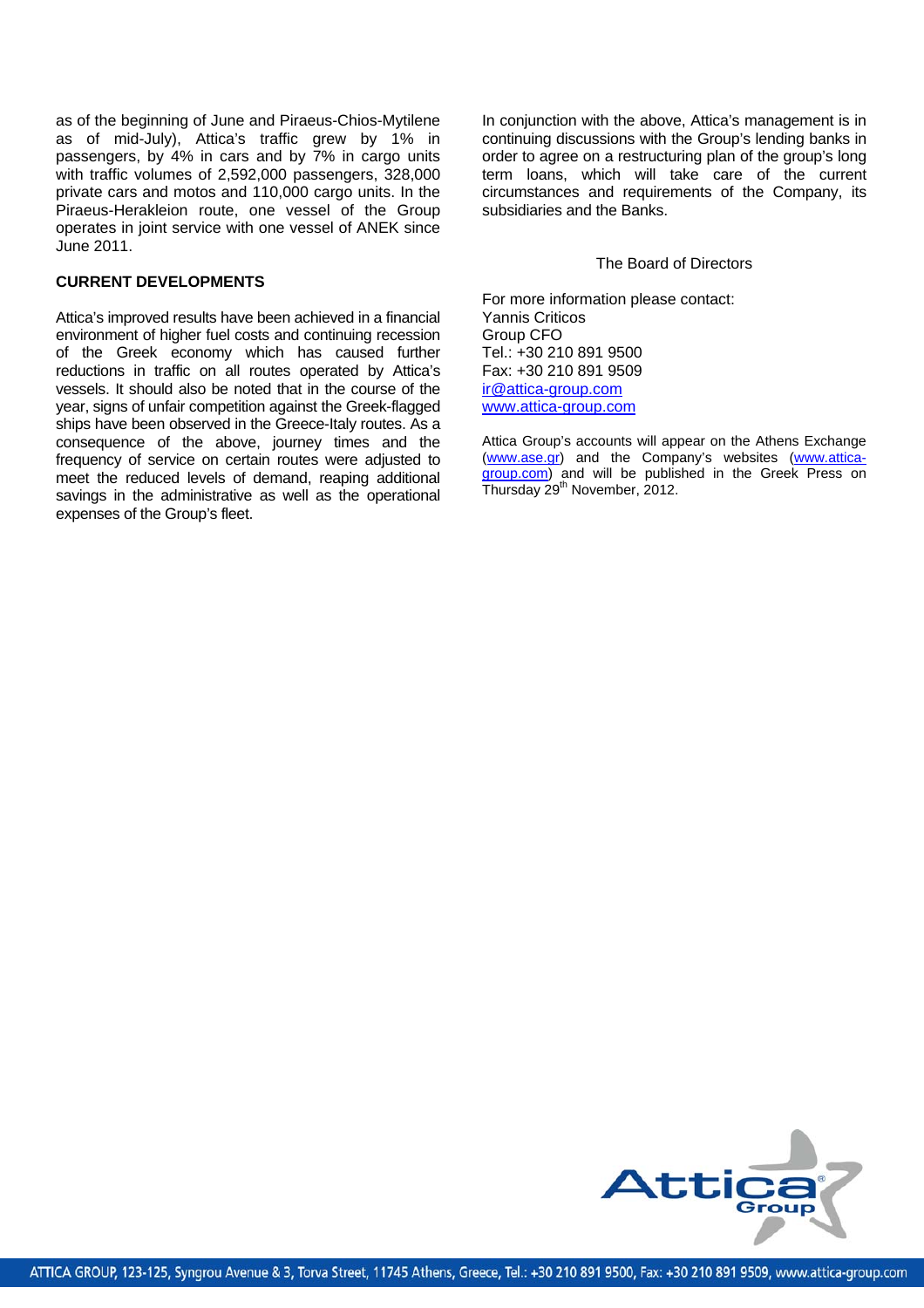as of the beginning of June and Piraeus-Chios-Mytilene as of mid-July), Attica's traffic grew by 1% in passengers, by 4% in cars and by 7% in cargo units with traffic volumes of 2,592,000 passengers, 328,000 private cars and motos and 110,000 cargo units. In the Piraeus-Herakleion route, one vessel of the Group operates in joint service with one vessel of ANEK since June 2011.

**CURRENT DEVELOPMENTS**

Attica's improved results have been achieved in a financial environment of higher fuel costs and continuing recession of the Greek economy which has caused further reductions in traffic on all routes operated by Attica's vessels. It should also be noted that in the course of the year, signs of unfair competition against the Greek-flagged ships have been observed in the Greece-Italy routes. As a consequence of the above, journey times and the frequency of service on certain routes were adjusted to meet the reduced levels of demand, reaping additional savings in the administrative as well as the operational expenses of the Group's fleet.

In conjunction with the above, Attica's management is in continuing discussions with the Group's lending banks in order to agree on a restructuring plan of the group's long term loans, which will take care of the current circumstances and requirements of the Company, its subsidiaries and the Banks.

The Board of Directors

For more information please contact:
Yannis Criticos
Group CFO
Tel.: +30 210 891 9500
Fax: +30 210 891 9509
ir@attica-group.com
www.attica-group.com

Attica Group's accounts will appear on the Athens Exchange (www.ase.gr) and the Company's websites (www.attica-group.com) and will be published in the Greek Press on Thursday 29th November, 2012.